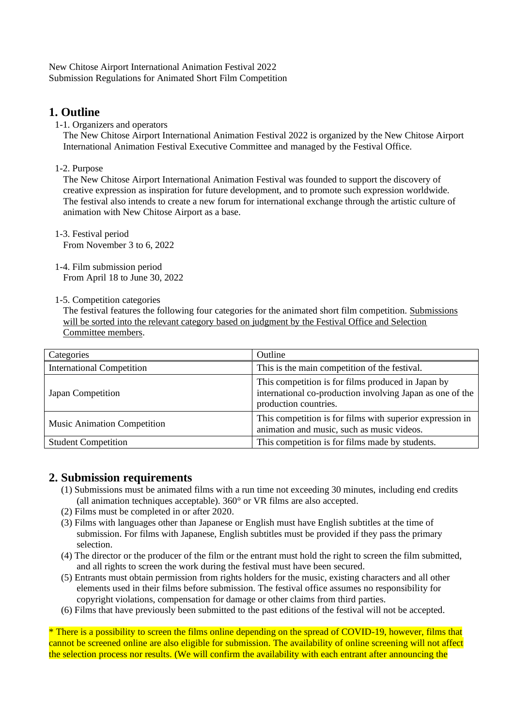New Chitose Airport International Animation Festival 2022
Submission Regulations for Animated Short Film Competition

## 1. Outline

1-1. Organizers and operators

The New Chitose Airport International Animation Festival 2022 is organized by the New Chitose Airport International Animation Festival Executive Committee and managed by the Festival Office.

1-2. Purpose

The New Chitose Airport International Animation Festival was founded to support the discovery of creative expression as inspiration for future development, and to promote such expression worldwide. The festival also intends to create a new forum for international exchange through the artistic culture of animation with New Chitose Airport as a base.

1-3. Festival period

From November 3 to 6, 2022

1-4. Film submission period

From April 18 to June 30, 2022

1-5. Competition categories

The festival features the following four categories for the animated short film competition. <u>Submissions will be sorted into the relevant category based on judgment by the Festival Office and Selection Committee members</u>.

| Categories | Outline |
| --- | --- |
| International Competition | This is the main competition of the festival. |
| Japan Competition | This competition is for films produced in Japan by international co-production involving Japan as one of the production countries. |
| Music Animation Competition | This competition is for films with superior expression in animation and music, such as music videos. |
| Student Competition | This competition is for films made by students. |

## 2. Submission requirements

(1) Submissions must be animated films with a run time not exceeding 30 minutes, including end credits (all animation techniques acceptable). 360° or VR films are also accepted.
(2) Films must be completed in or after 2020.
(3) Films with languages other than Japanese or English must have English subtitles at the time of submission. For films with Japanese, English subtitles must be provided if they pass the primary selection.
(4) The director or the producer of the film or the entrant must hold the right to screen the film submitted, and all rights to screen the work during the festival must have been secured.
(5) Entrants must obtain permission from rights holders for the music, existing characters and all other elements used in their films before submission. The festival office assumes no responsibility for copyright violations, compensation for damage or other claims from third parties.
(6) Films that have previously been submitted to the past editions of the festival will not be accepted.

* There is a possibility to screen the films online depending on the spread of COVID-19, however, films that cannot be screened online are also eligible for submission. The availability of online screening will not affect the selection process nor results. (We will confirm the availability with each entrant after announcing the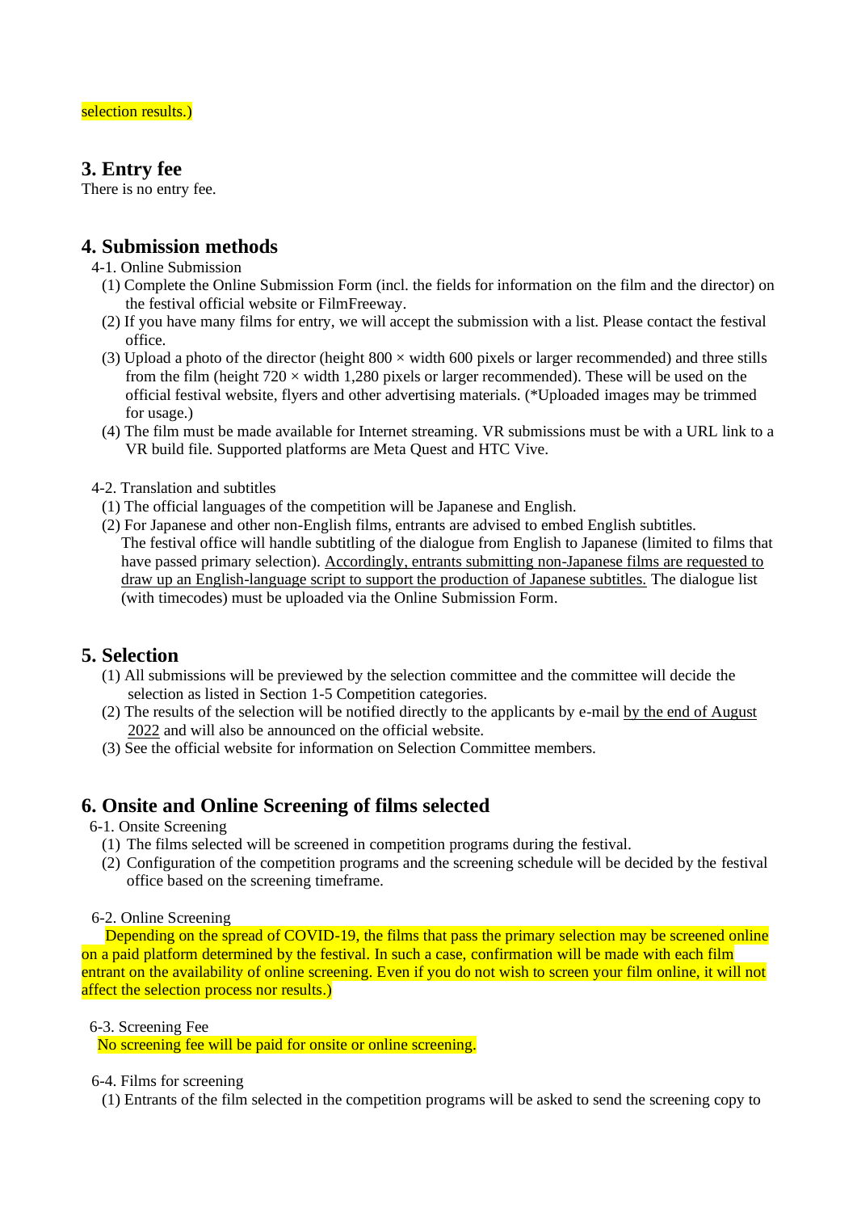selection results.)

## 3. Entry fee

There is no entry fee.

## 4. Submission methods

4-1. Online Submission

(1) Complete the Online Submission Form (incl. the fields for information on the film and the director) on the festival official website or FilmFreeway.

(2) If you have many films for entry, we will accept the submission with a list. Please contact the festival office.

(3) Upload a photo of the director (height 800 × width 600 pixels or larger recommended) and three stills from the film (height 720 × width 1,280 pixels or larger recommended). These will be used on the official festival website, flyers and other advertising materials. (*Uploaded images may be trimmed for usage.)

(4) The film must be made available for Internet streaming. VR submissions must be with a URL link to a VR build file. Supported platforms are Meta Quest and HTC Vive.

4-2. Translation and subtitles

(1) The official languages of the competition will be Japanese and English.

(2) For Japanese and other non-English films, entrants are advised to embed English subtitles. The festival office will handle subtitling of the dialogue from English to Japanese (limited to films that have passed primary selection). Accordingly, entrants submitting non-Japanese films are requested to draw up an English-language script to support the production of Japanese subtitles. The dialogue list (with timecodes) must be uploaded via the Online Submission Form.

## 5. Selection

(1) All submissions will be previewed by the selection committee and the committee will decide the selection as listed in Section 1-5 Competition categories.

(2) The results of the selection will be notified directly to the applicants by e-mail by the end of August 2022 and will also be announced on the official website.

(3) See the official website for information on Selection Committee members.

## 6. Onsite and Online Screening of films selected

6-1. Onsite Screening

(1) The films selected will be screened in competition programs during the festival.

(2) Configuration of the competition programs and the screening schedule will be decided by the festival office based on the screening timeframe.

6-2. Online Screening

Depending on the spread of COVID-19, the films that pass the primary selection may be screened online on a paid platform determined by the festival. In such a case, confirmation will be made with each film entrant on the availability of online screening. Even if you do not wish to screen your film online, it will not affect the selection process nor results.)

6-3. Screening Fee

No screening fee will be paid for onsite or online screening.

6-4. Films for screening

(1) Entrants of the film selected in the competition programs will be asked to send the screening copy to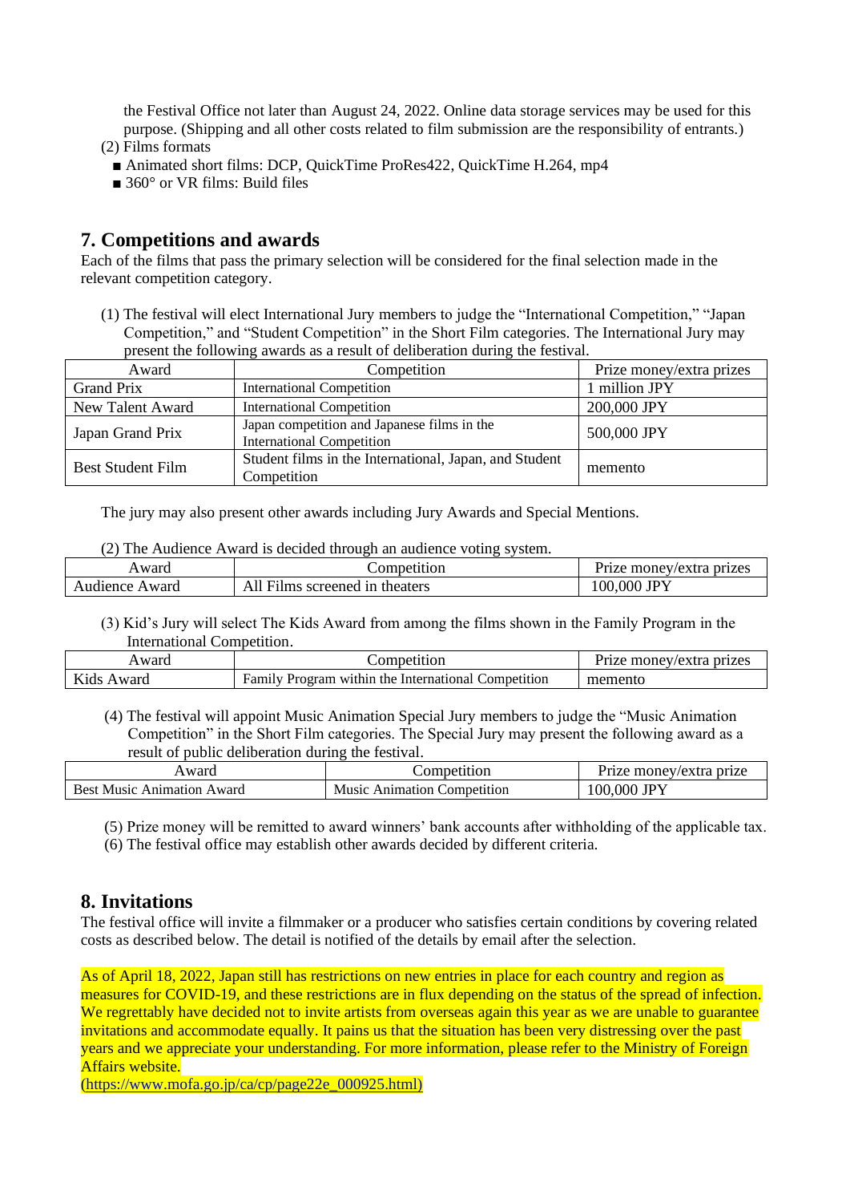the Festival Office not later than August 24, 2022. Online data storage services may be used for this purpose. (Shipping and all other costs related to film submission are the responsibility of entrants.)

(2) Films formats

- ■ Animated short films: DCP, QuickTime ProRes422, QuickTime H.264, mp4
- ■ 360° or VR films: Build files

## 7. Competitions and awards

Each of the films that pass the primary selection will be considered for the final selection made in the relevant competition category.

(1) The festival will elect International Jury members to judge the "International Competition," "Japan Competition," and "Student Competition" in the Short Film categories. The International Jury may present the following awards as a result of deliberation during the festival.

| Award | Competition | Prize money/extra prizes |
|---|---|---|
| Grand Prix | International Competition | 1 million JPY |
| New Talent Award | International Competition | 200,000 JPY |
| Japan Grand Prix | Japan competition and Japanese films in the International Competition | 500,000 JPY |
| Best Student Film | Student films in the International, Japan, and Student Competition | memento |

The jury may also present other awards including Jury Awards and Special Mentions.

(2) The Audience Award is decided through an audience voting system.

| Award | Competition | Prize money/extra prizes |
|---|---|---|
| Audience Award | All Films screened in theaters | 100,000 JPY |

(3) Kid's Jury will select The Kids Award from among the films shown in the Family Program in the International Competition.

| Award | Competition | Prize money/extra prizes |
|---|---|---|
| Kids Award | Family Program within the International Competition | memento |

(4) The festival will appoint Music Animation Special Jury members to judge the "Music Animation Competition" in the Short Film categories. The Special Jury may present the following award as a result of public deliberation during the festival.

| Award | Competition | Prize money/extra prize |
|---|---|---|
| Best Music Animation Award | Music Animation Competition | 100,000 JPY |

(5) Prize money will be remitted to award winners' bank accounts after withholding of the applicable tax.

(6) The festival office may establish other awards decided by different criteria.

## 8. Invitations

The festival office will invite a filmmaker or a producer who satisfies certain conditions by covering related costs as described below. The detail is notified of the details by email after the selection.

As of April 18, 2022, Japan still has restrictions on new entries in place for each country and region as measures for COVID-19, and these restrictions are in flux depending on the status of the spread of infection. We regrettably have decided not to invite artists from overseas again this year as we are unable to guarantee invitations and accommodate equally. It pains us that the situation has been very distressing over the past years and we appreciate your understanding. For more information, please refer to the Ministry of Foreign Affairs website.

(https://www.mofa.go.jp/ca/cp/page22e_000925.html)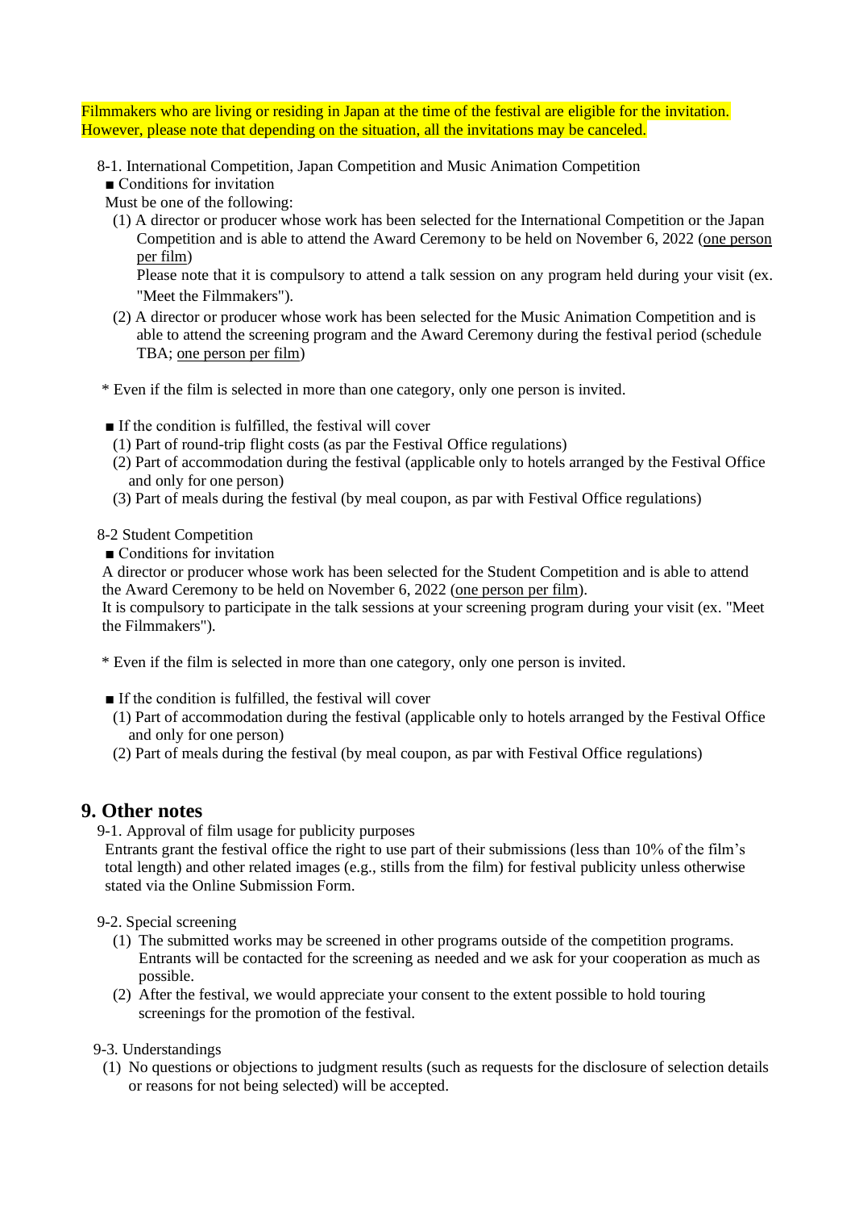Filmmakers who are living or residing in Japan at the time of the festival are eligible for the invitation. However, please note that depending on the situation, all the invitations may be canceled.

8-1. International Competition, Japan Competition and Music Animation Competition

■ Conditions for invitation

Must be one of the following:

(1) A director or producer whose work has been selected for the International Competition or the Japan Competition and is able to attend the Award Ceremony to be held on November 6, 2022 (one person per film)

Please note that it is compulsory to attend a talk session on any program held during your visit (ex. "Meet the Filmmakers").

(2) A director or producer whose work has been selected for the Music Animation Competition and is able to attend the screening program and the Award Ceremony during the festival period (schedule TBA; one person per film)

* Even if the film is selected in more than one category, only one person is invited.

■ If the condition is fulfilled, the festival will cover

(1) Part of round-trip flight costs (as par the Festival Office regulations)
(2) Part of accommodation during the festival (applicable only to hotels arranged by the Festival Office and only for one person)
(3) Part of meals during the festival (by meal coupon, as par with Festival Office regulations)

8-2 Student Competition

■ Conditions for invitation

A director or producer whose work has been selected for the Student Competition and is able to attend the Award Ceremony to be held on November 6, 2022 (one person per film).
It is compulsory to participate in the talk sessions at your screening program during your visit (ex. "Meet the Filmmakers").

* Even if the film is selected in more than one category, only one person is invited.

■ If the condition is fulfilled, the festival will cover

(1) Part of accommodation during the festival (applicable only to hotels arranged by the Festival Office and only for one person)
(2) Part of meals during the festival (by meal coupon, as par with Festival Office regulations)

## 9. Other notes

9-1. Approval of film usage for publicity purposes

Entrants grant the festival office the right to use part of their submissions (less than 10% of the film's total length) and other related images (e.g., stills from the film) for festival publicity unless otherwise stated via the Online Submission Form.

9-2. Special screening

(1) The submitted works may be screened in other programs outside of the competition programs. Entrants will be contacted for the screening as needed and we ask for your cooperation as much as possible.
(2) After the festival, we would appreciate your consent to the extent possible to hold touring screenings for the promotion of the festival.

9-3. Understandings

(1) No questions or objections to judgment results (such as requests for the disclosure of selection details or reasons for not being selected) will be accepted.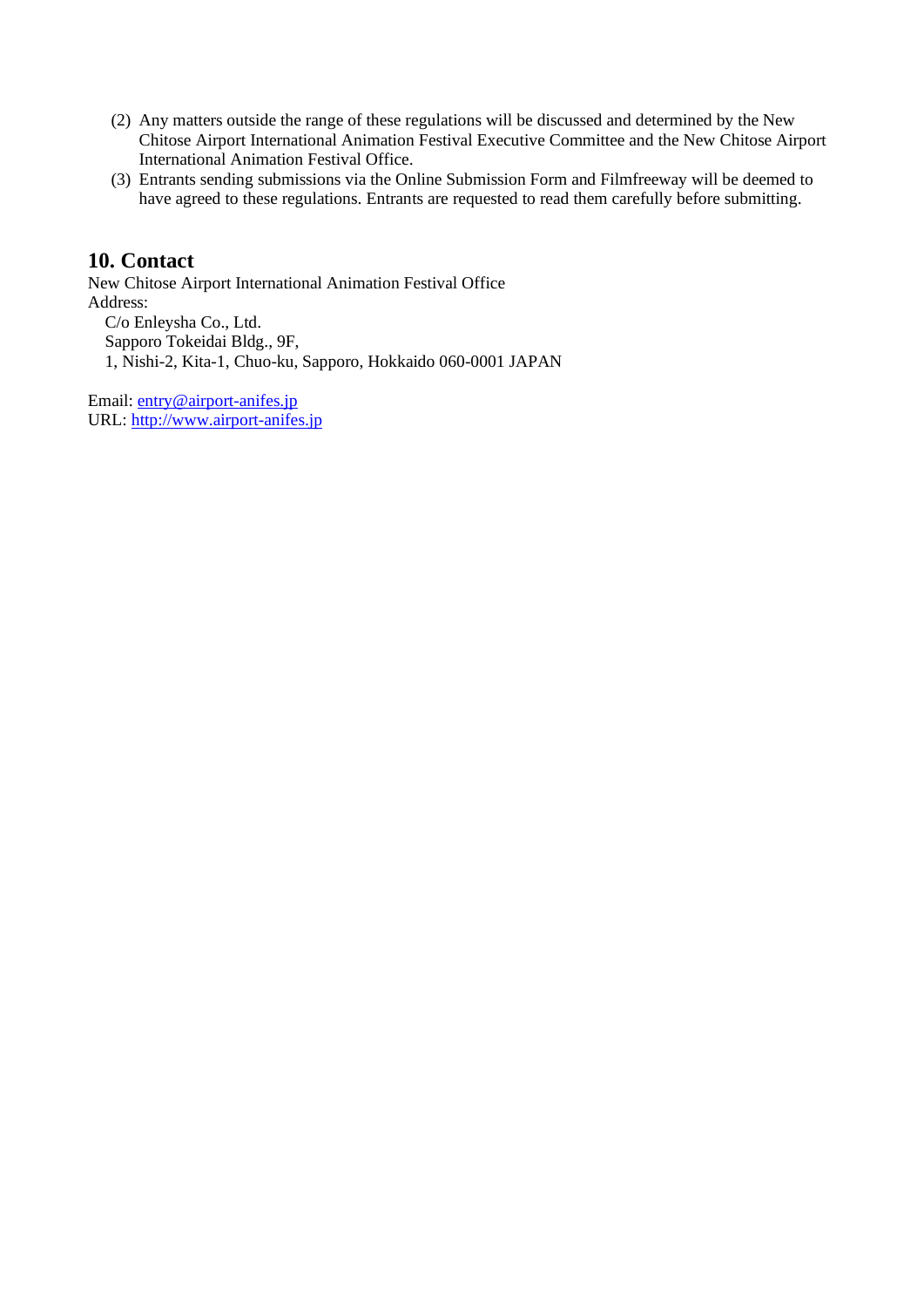(2) Any matters outside the range of these regulations will be discussed and determined by the New Chitose Airport International Animation Festival Executive Committee and the New Chitose Airport International Animation Festival Office.

(3) Entrants sending submissions via the Online Submission Form and Filmfreeway will be deemed to have agreed to these regulations. Entrants are requested to read them carefully before submitting.

## 10. Contact

New Chitose Airport International Animation Festival Office
Address:
 C/o Enleysha Co., Ltd.
 Sapporo Tokeidai Bldg., 9F,
 1, Nishi-2, Kita-1, Chuo-ku, Sapporo, Hokkaido 060-0001 JAPAN

Email: entry@airport-anifes.jp
URL: http://www.airport-anifes.jp